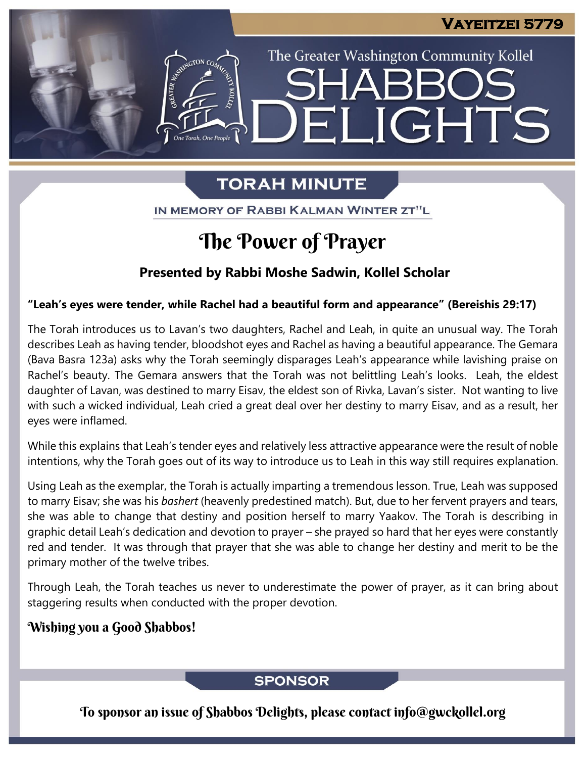Vayeitzei 5779

The Greater Washington Community Kollel

# Shabbos Delights

## Torah Minute

In memory of Rabbi Kalman Winter zt"l

# The Power of Prayer

**Presented by Rabbi Moshe Sadwin, Kollel Scholar**

**"Leah's eyes were tender, while Rachel had a beautiful form and appearance" (Bereishis 29:17)**

The Torah introduces us to Lavan's two daughters, Rachel and Leah, in quite an unusual way. The Torah describes Leah as having tender, bloodshot eyes and Rachel as having a beautiful appearance. The Gemara (Bava Basra 123a) asks why the Torah seemingly disparages Leah's appearance while lavishing praise on Rachel's beauty. The Gemara answers that the Torah was not belittling Leah's looks. Leah, the eldest daughter of Lavan, was destined to marry Eisav, the eldest son of Rivka, Lavan's sister. Not wanting to live with such a wicked individual, Leah cried a great deal over her destiny to marry Eisav, and as a result, her eyes were inflamed.

While this explains that Leah's tender eyes and relatively less attractive appearance were the result of noble intentions, why the Torah goes out of its way to introduce us to Leah in this way still requires explanation.

Using Leah as the exemplar, the Torah is actually imparting a tremendous lesson. True, Leah was supposed to marry Eisav; she was his *bashert* (heavenly predestined match). But, due to her fervent prayers and tears, she was able to change that destiny and position herself to marry Yaakov. The Torah is describing in graphic detail Leah's dedication and devotion to prayer – she prayed so hard that her eyes were constantly red and tender. It was through that prayer that she was able to change her destiny and merit to be the primary mother of the twelve tribes.

Through Leah, the Torah teaches us never to underestimate the power of prayer, as it can bring about staggering results when conducted with the proper devotion.

**Wishing you a Good Shabbos!**

## Sponsor

To sponsor an issue of Shabbos Delights, please contact info@gwckollel.org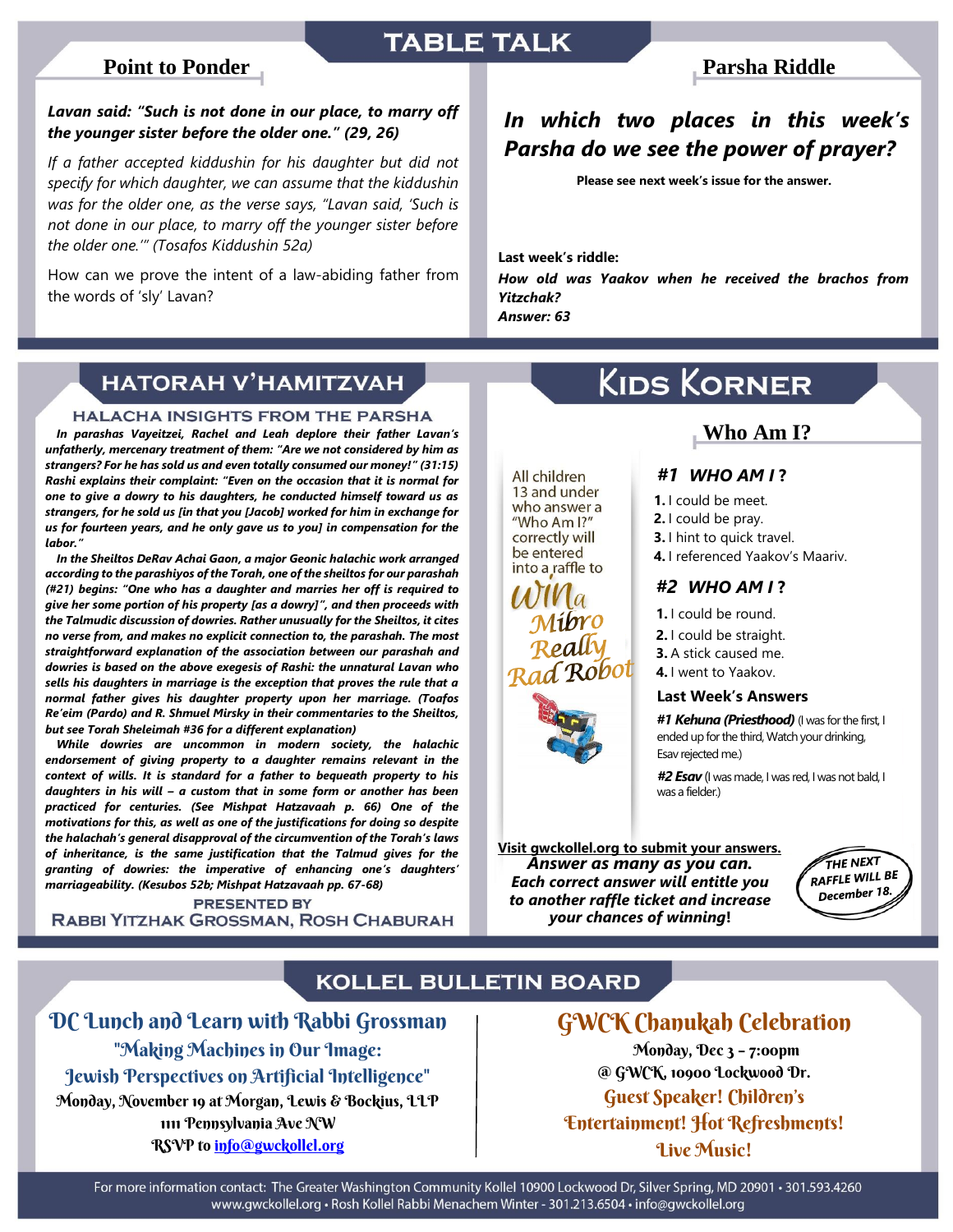# TABLE TALK

## Point to Ponder

***Lavan said: "Such is not done in our place, to marry off the younger sister before the older one." (29, 26)***

*If a father accepted kiddushin for his daughter but did not specify for which daughter, we can assume that the kiddushin was for the older one, as the verse says, "Lavan said, 'Such is not done in our place, to marry off the younger sister before the older one.'" (Tosafos Kiddushin 52a)*

How can we prove the intent of a law-abiding father from the words of 'sly' Lavan?

## Parsha Riddle

***In which two places in this week's Parsha do we see the power of prayer?***

**Please see next week's issue for the answer.**

**Last week's riddle:**

***How old was Yaakov when he received the brachos from Yitzchak?***

***Answer: 63***

# HATORAH V'HAMITZVAH

## HALACHA INSIGHTS FROM THE PARSHA

***In parashas Vayeitzei, Rachel and Leah deplore their father Lavan's unfatherly, mercenary treatment of them: "Are we not considered by him as strangers? For he has sold us and even totally consumed our money!" (31:15) Rashi explains their complaint: "Even on the occasion that it is normal for one to give a dowry to his daughters, he conducted himself toward us as strangers, for he sold us [in that you [Jacob] worked for him in exchange for us for fourteen years, and he only gave us to you] in compensation for the labor."***

***In the Sheiltos DeRav Achai Gaon, a major Geonic halachic work arranged according to the parashiyos of the Torah, one of the sheiltos for our parashah (#21) begins: "One who has a daughter and marries her off is required to give her some portion of his property [as a dowry]", and then proceeds with the Talmudic discussion of dowries. Rather unusually for the Sheiltos, it cites no verse from, and makes no explicit connection to, the parashah. The most straightforward explanation of the association between our parashah and dowries is based on the above exegesis of Rashi: the unnatural Lavan who sells his daughters in marriage is the exception that proves the rule that a normal father gives his daughter property upon her marriage. (Toafos Re'eim (Pardo) and R. Shmuel Mirsky in their commentaries to the Sheiltos, but see Torah Sheleimah #36 for a different explanation)***

***While dowries are uncommon in modern society, the halachic endorsement of giving property to a daughter remains relevant in the context of wills. It is standard for a father to bequeath property to his daughters in his will – a custom that in some form or another has been practiced for centuries. (See Mishpat Hatzavaah p. 66) One of the motivations for this, as well as one of the justifications for doing so despite the halachah's general disapproval of the circumvention of the Torah's laws of inheritance, is the same justification that the Talmud gives for the granting of dowries: the imperative of enhancing one's daughters' marriageability. (Kesubos 52b; Mishpat Hatzavaah pp. 67-68)***

PRESENTED BY
RABBI YITZHAK GROSSMAN, ROSH CHABURAH

# KIDS KORNER

All children 13 and under who answer a "Who Am I?" correctly will be entered into a raffle to

**Win a Mibro Really Rad Robot**

## Who Am I?

### #1 WHO AM I ?

1. I could be meet.
2. I could be pray.
3. I hint to quick travel.
4. I referenced Yaakov's Maariv.

### #2 WHO AM I ?

1. I could be round.
2. I could be straight.
3. A stick caused me.
4. I went to Yaakov.

### Last Week's Answers

***#1 Kehuna (Priesthood)*** (I was for the first, I ended up for the third, Watch your drinking, Esav rejected me.)

***#2 Esav*** (I was made, I was red, I was not bald, I was a fielder.)

**Visit gwckollel.org to submit your answers.**

***Answer as many as you can. Each correct answer will entitle you to another raffle ticket and increase your chances of winning!***

***THE NEXT RAFFLE WILL BE December 18.***

# KOLLEL BULLETIN BOARD

## DC Lunch and Learn with Rabbi Grossman

**"Making Machines in Our Image: Jewish Perspectives on Artificial Intelligence"**

**Monday, November 19 at Morgan, Lewis & Bockius, LLP**
**1111 Pennsylvania Ave NW**
**RSVP to info@gwckollel.org**

## GWCK Chanukah Celebration

**Monday, Dec 3 - 7:00pm**
**@ GWCK, 10900 Lockwood Dr.**

**Guest Speaker! Children's Entertainment! Hot Refreshments! Live Music!**

For more information contact: The Greater Washington Community Kollel 10900 Lockwood Dr, Silver Spring, MD 20901 • 301.593.4260
www.gwckollel.org • Rosh Kollel Rabbi Menachem Winter - 301.213.6504 • info@gwckollel.org